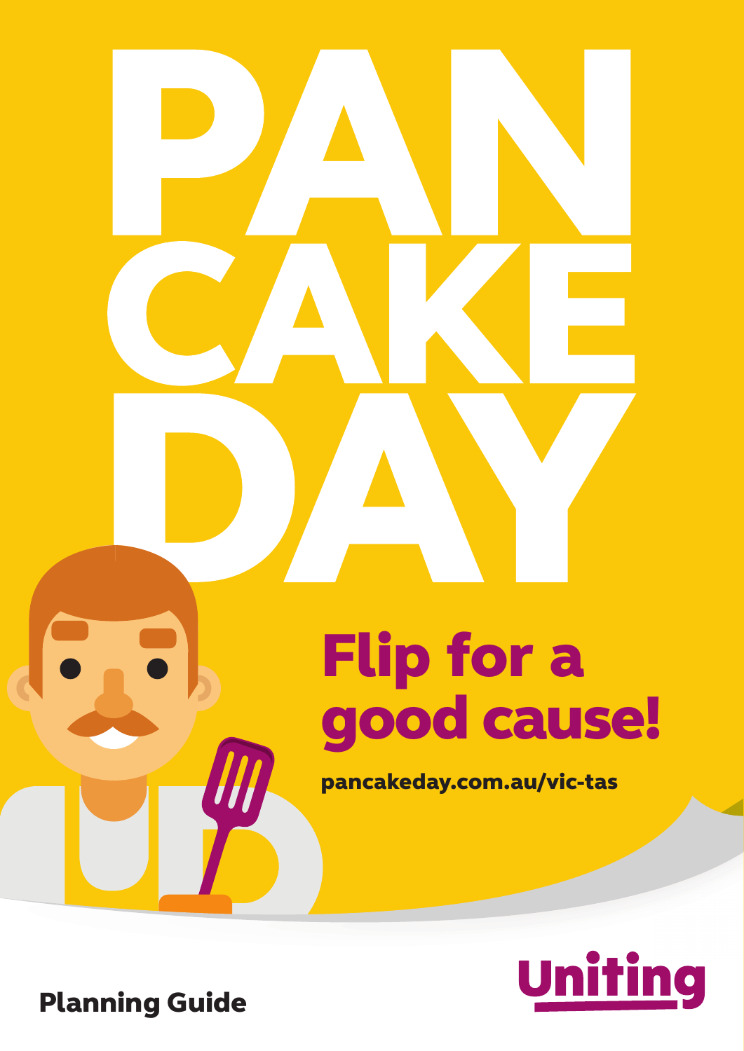# PAN CAKE DAY

## Flip for a good cause!

pancakeday.com.au/vic-tas

Uniting

Planning Guide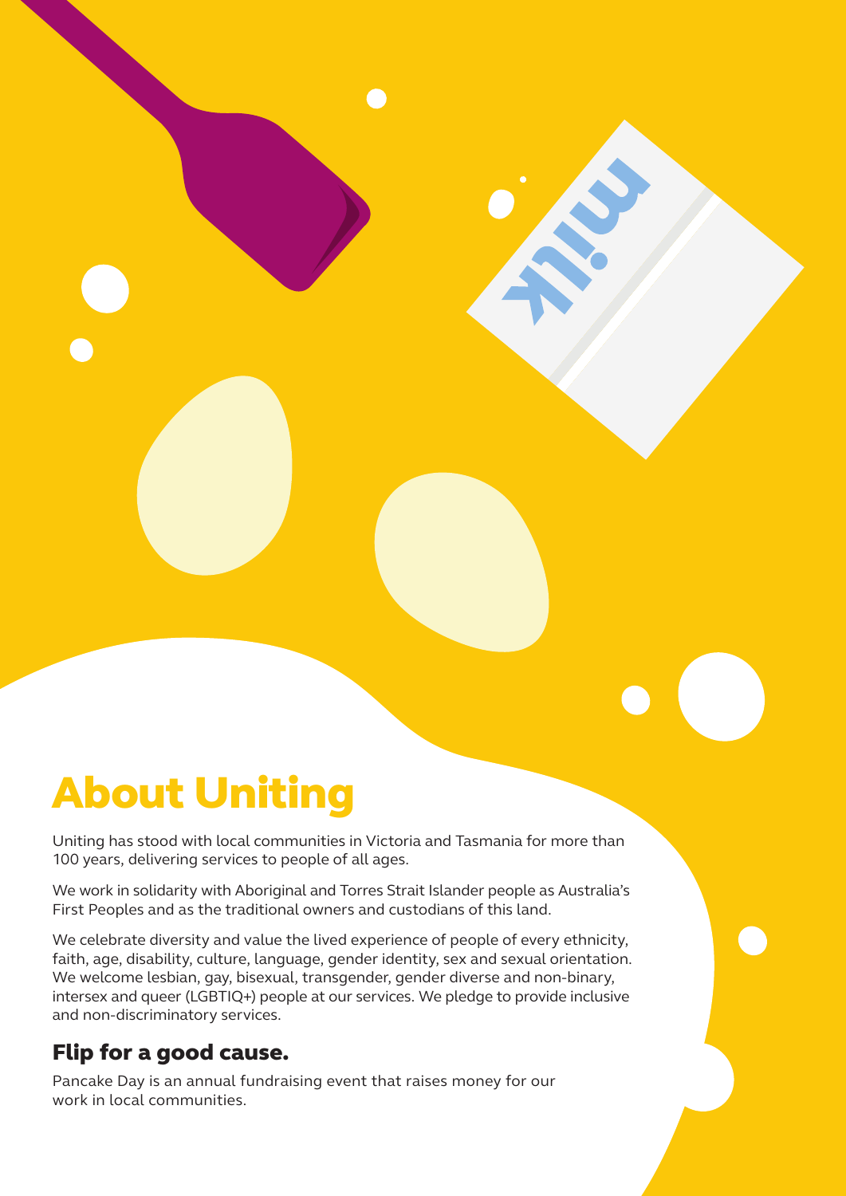# About Uniting

Uniting has stood with local communities in Victoria and Tasmania for more than 100 years, delivering services to people of all ages.

We work in solidarity with Aboriginal and Torres Strait Islander people as Australia's First Peoples and as the traditional owners and custodians of this land.

We celebrate diversity and value the lived experience of people of every ethnicity, faith, age, disability, culture, language, gender identity, sex and sexual orientation. We welcome lesbian, gay, bisexual, transgender, gender diverse and non-binary, intersex and queer (LGBTIQ+) people at our services. We pledge to provide inclusive and non-discriminatory services.

## Flip for a good cause.

Pancake Day is an annual fundraising event that raises money for our work in local communities.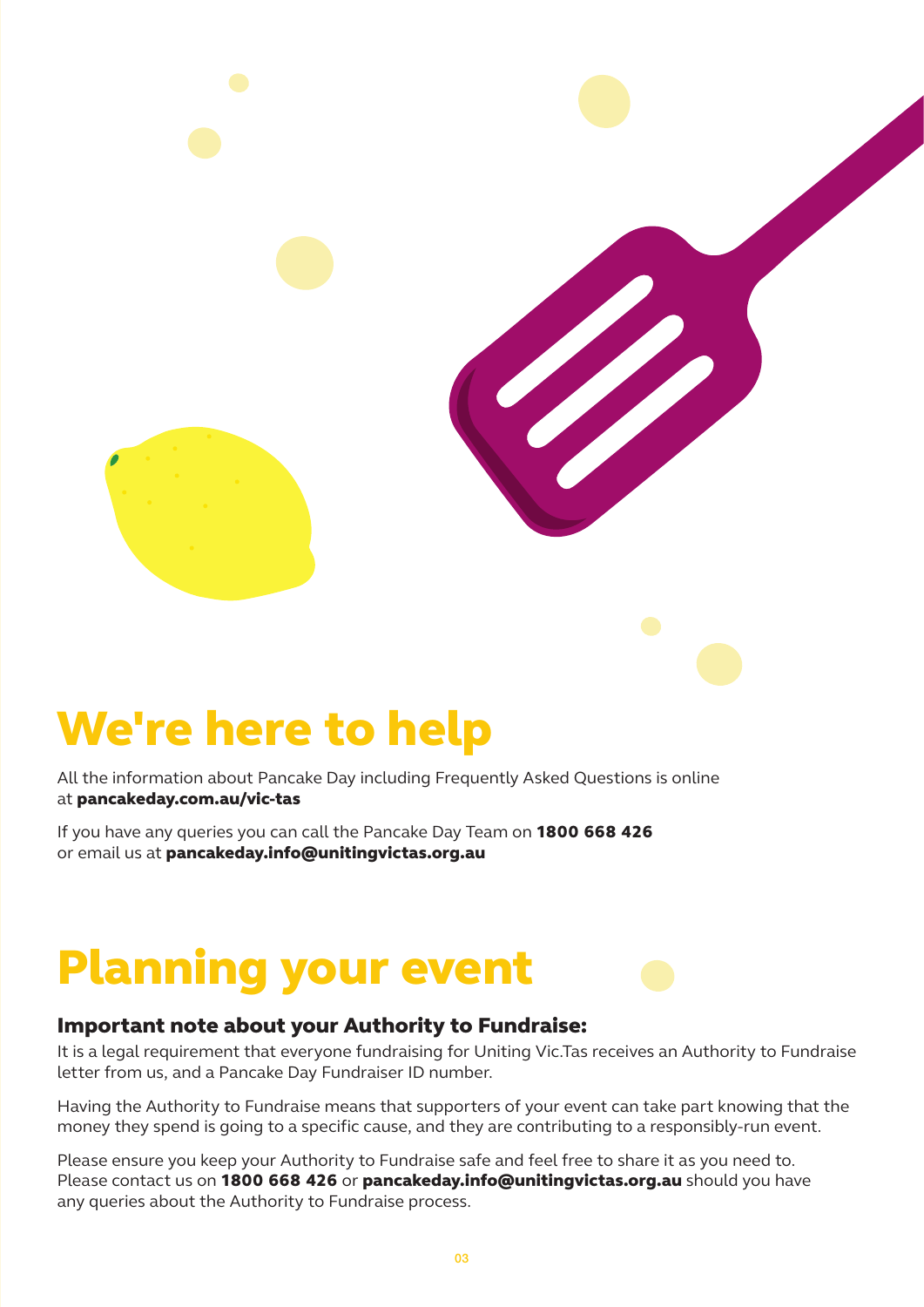# We're here to help

All the information about Pancake Day including Frequently Asked Questions is online at **pancakeday.com.au/vic-tas**

If you have any queries you can call the Pancake Day Team on **1800 668 426** or email us at **pancakeday.info@unitingvictas.org.au**

# Planning your event

### Important note about your Authority to Fundraise:

It is a legal requirement that everyone fundraising for Uniting Vic.Tas receives an Authority to Fundraise letter from us, and a Pancake Day Fundraiser ID number.

Having the Authority to Fundraise means that supporters of your event can take part knowing that the money they spend is going to a specific cause, and they are contributing to a responsibly-run event.

Please ensure you keep your Authority to Fundraise safe and feel free to share it as you need to. Please contact us on **1800 668 426** or **pancakeday.info@unitingvictas.org.au** should you have any queries about the Authority to Fundraise process.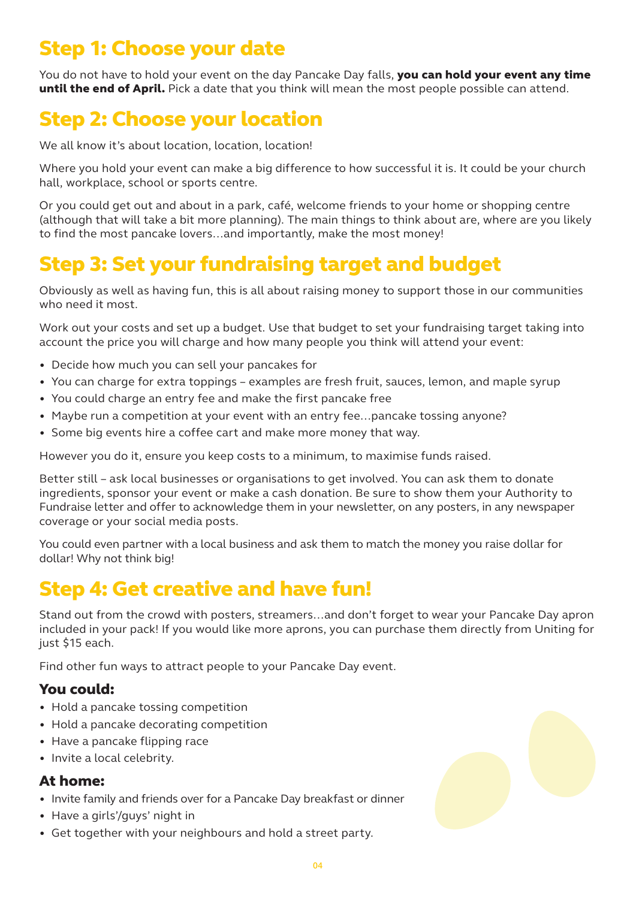## Step 1: Choose your date

You do not have to hold your event on the day Pancake Day falls, **you can hold your event any time until the end of April.** Pick a date that you think will mean the most people possible can attend.

## Step 2: Choose your location

We all know it's about location, location, location!

Where you hold your event can make a big difference to how successful it is. It could be your church hall, workplace, school or sports centre.

Or you could get out and about in a park, café, welcome friends to your home or shopping centre (although that will take a bit more planning). The main things to think about are, where are you likely to find the most pancake lovers…and importantly, make the most money!

## Step 3: Set your fundraising target and budget

Obviously as well as having fun, this is all about raising money to support those in our communities who need it most.

Work out your costs and set up a budget. Use that budget to set your fundraising target taking into account the price you will charge and how many people you think will attend your event:

- Decide how much you can sell your pancakes for
- You can charge for extra toppings – examples are fresh fruit, sauces, lemon, and maple syrup
- You could charge an entry fee and make the first pancake free
- Maybe run a competition at your event with an entry fee…pancake tossing anyone?
- Some big events hire a coffee cart and make more money that way.

However you do it, ensure you keep costs to a minimum, to maximise funds raised.

Better still – ask local businesses or organisations to get involved. You can ask them to donate ingredients, sponsor your event or make a cash donation. Be sure to show them your Authority to Fundraise letter and offer to acknowledge them in your newsletter, on any posters, in any newspaper coverage or your social media posts.

You could even partner with a local business and ask them to match the money you raise dollar for dollar! Why not think big!

## Step 4: Get creative and have fun!

Stand out from the crowd with posters, streamers…and don't forget to wear your Pancake Day apron included in your pack! If you would like more aprons, you can purchase them directly from Uniting for just $15 each.

Find other fun ways to attract people to your Pancake Day event.

### You could:

- Hold a pancake tossing competition
- Hold a pancake decorating competition
- Have a pancake flipping race
- Invite a local celebrity.

### At home:

- Invite family and friends over for a Pancake Day breakfast or dinner
- Have a girls'/guys' night in
- Get together with your neighbours and hold a street party.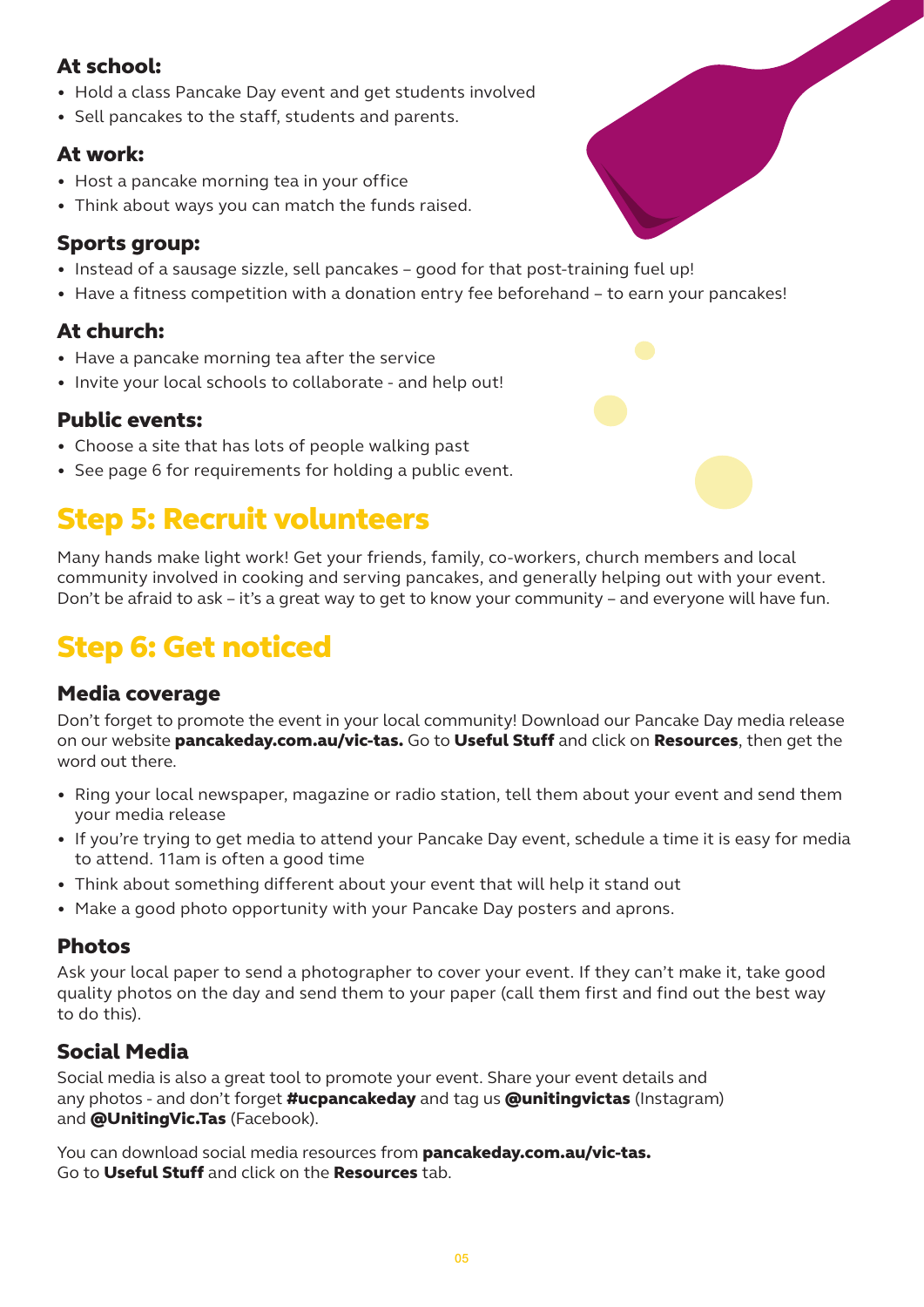### At school:

- Hold a class Pancake Day event and get students involved
- Sell pancakes to the staff, students and parents.

### At work:

- Host a pancake morning tea in your office
- Think about ways you can match the funds raised.

### Sports group:

- Instead of a sausage sizzle, sell pancakes – good for that post-training fuel up!
- Have a fitness competition with a donation entry fee beforehand – to earn your pancakes!

### At church:

- Have a pancake morning tea after the service
- Invite your local schools to collaborate - and help out!

### Public events:

- Choose a site that has lots of people walking past
- See page 6 for requirements for holding a public event.

## Step 5: Recruit volunteers

Many hands make light work! Get your friends, family, co-workers, church members and local community involved in cooking and serving pancakes, and generally helping out with your event. Don't be afraid to ask – it's a great way to get to know your community – and everyone will have fun.

## Step 6: Get noticed

### Media coverage

Don't forget to promote the event in your local community! Download our Pancake Day media release on our website **pancakeday.com.au/vic-tas.** Go to **Useful Stuff** and click on **Resources**, then get the word out there.

- Ring your local newspaper, magazine or radio station, tell them about your event and send them your media release
- If you're trying to get media to attend your Pancake Day event, schedule a time it is easy for media to attend. 11am is often a good time
- Think about something different about your event that will help it stand out
- Make a good photo opportunity with your Pancake Day posters and aprons.

### Photos

Ask your local paper to send a photographer to cover your event. If they can't make it, take good quality photos on the day and send them to your paper (call them first and find out the best way to do this).

### Social Media

Social media is also a great tool to promote your event. Share your event details and any photos - and don't forget **#ucpancakeday** and tag us **@unitingvictas** (Instagram) and **@UnitingVic.Tas** (Facebook).

You can download social media resources from **pancakeday.com.au/vic-tas.** Go to **Useful Stuff** and click on the **Resources** tab.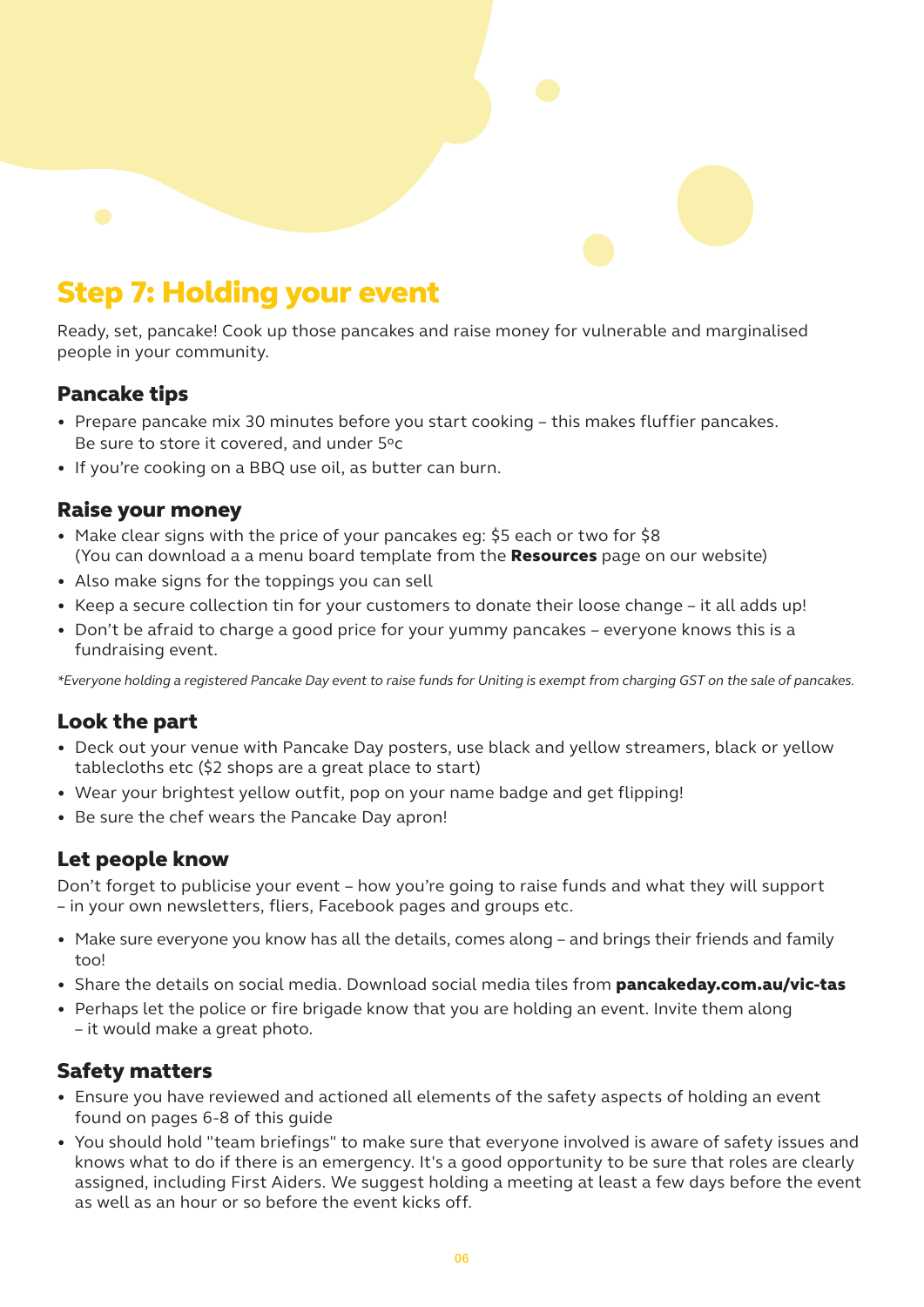# Step 7: Holding your event

Ready, set, pancake! Cook up those pancakes and raise money for vulnerable and marginalised people in your community.

## Pancake tips

- Prepare pancake mix 30 minutes before you start cooking – this makes fluffier pancakes. Be sure to store it covered, and under 5ºc
- If you're cooking on a BBQ use oil, as butter can burn.

## Raise your money

- Make clear signs with the price of your pancakes eg: $5 each or two for $8 (You can download a a menu board template from the **Resources** page on our website)
- Also make signs for the toppings you can sell
- Keep a secure collection tin for your customers to donate their loose change – it all adds up!
- Don't be afraid to charge a good price for your yummy pancakes – everyone knows this is a fundraising event.

*\*Everyone holding a registered Pancake Day event to raise funds for Uniting is exempt from charging GST on the sale of pancakes.*

## Look the part

- Deck out your venue with Pancake Day posters, use black and yellow streamers, black or yellow tablecloths etc ($2 shops are a great place to start)
- Wear your brightest yellow outfit, pop on your name badge and get flipping!
- Be sure the chef wears the Pancake Day apron!

## Let people know

Don't forget to publicise your event – how you're going to raise funds and what they will support – in your own newsletters, fliers, Facebook pages and groups etc.

- Make sure everyone you know has all the details, comes along – and brings their friends and family too!
- Share the details on social media. Download social media tiles from **pancakeday.com.au/vic-tas**
- Perhaps let the police or fire brigade know that you are holding an event. Invite them along – it would make a great photo.

## Safety matters

- Ensure you have reviewed and actioned all elements of the safety aspects of holding an event found on pages 6-8 of this guide
- You should hold "team briefings" to make sure that everyone involved is aware of safety issues and knows what to do if there is an emergency. It's a good opportunity to be sure that roles are clearly assigned, including First Aiders. We suggest holding a meeting at least a few days before the event as well as an hour or so before the event kicks off.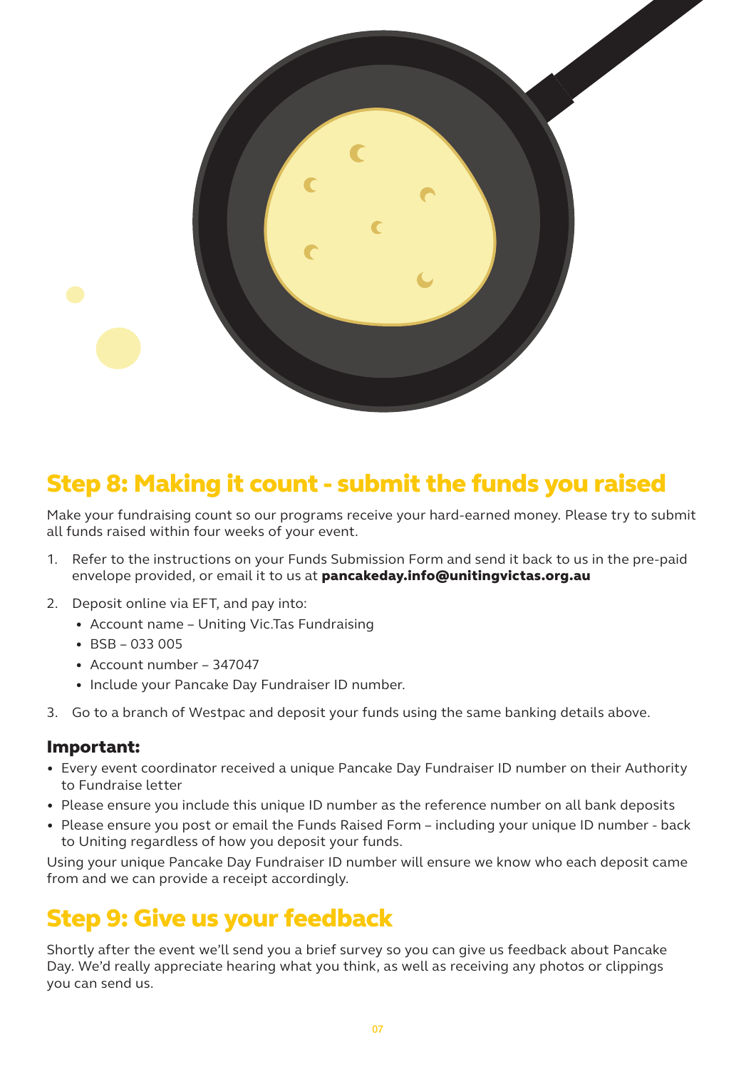## Step 8: Making it count - submit the funds you raised

Make your fundraising count so our programs receive your hard-earned money. Please try to submit all funds raised within four weeks of your event.

1. Refer to the instructions on your Funds Submission Form and send it back to us in the pre-paid envelope provided, or email it to us at **pancakeday.info@unitingvictas.org.au**
2. Deposit online via EFT, and pay into:
   - Account name – Uniting Vic.Tas Fundraising
   - BSB – 033 005
   - Account number – 347047
   - Include your Pancake Day Fundraiser ID number.
3. Go to a branch of Westpac and deposit your funds using the same banking details above.

### Important:

- Every event coordinator received a unique Pancake Day Fundraiser ID number on their Authority to Fundraise letter
- Please ensure you include this unique ID number as the reference number on all bank deposits
- Please ensure you post or email the Funds Raised Form – including your unique ID number - back to Uniting regardless of how you deposit your funds.

Using your unique Pancake Day Fundraiser ID number will ensure we know who each deposit came from and we can provide a receipt accordingly.

## Step 9: Give us your feedback

Shortly after the event we'll send you a brief survey so you can give us feedback about Pancake Day. We'd really appreciate hearing what you think, as well as receiving any photos or clippings you can send us.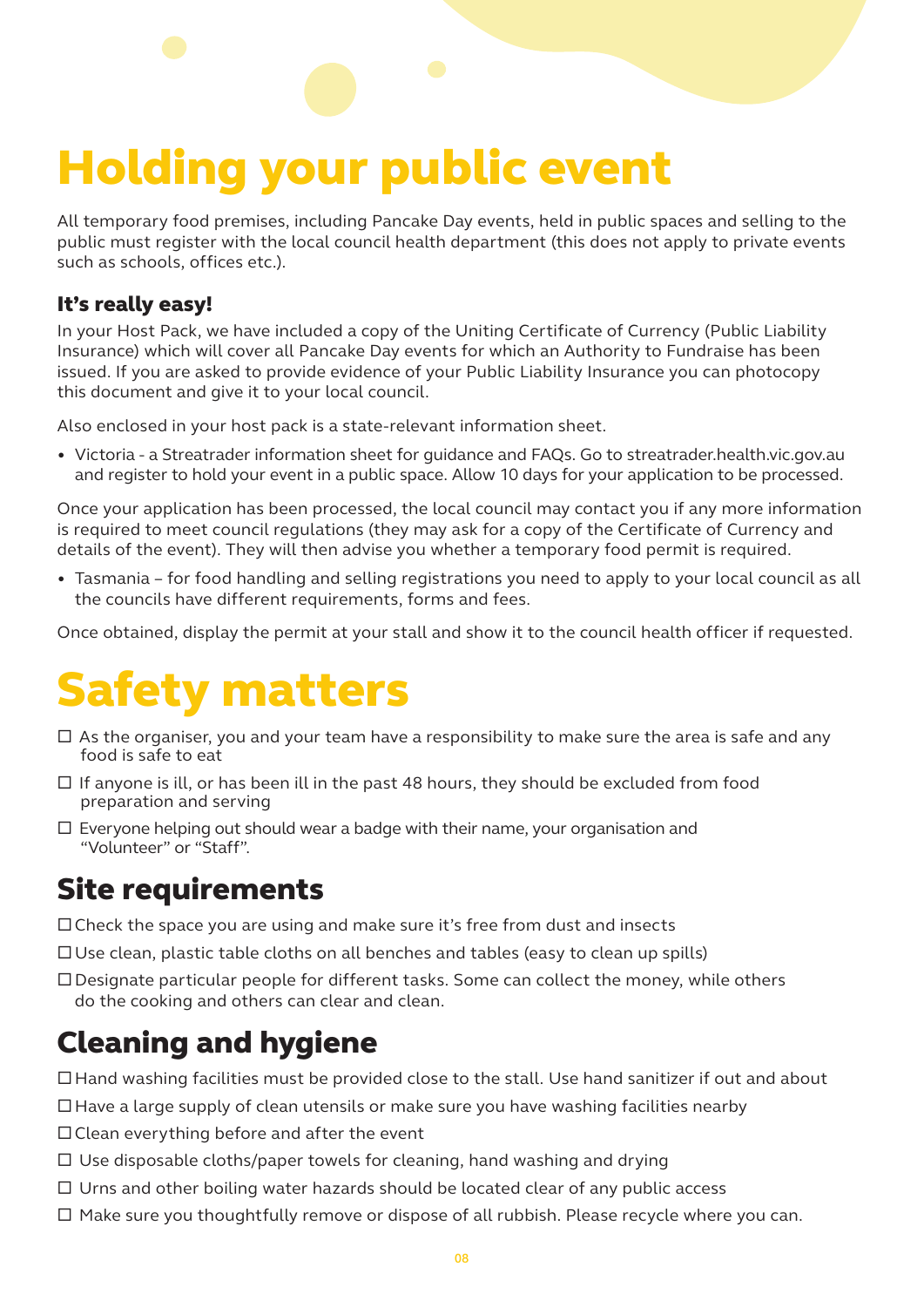# Holding your public event

All temporary food premises, including Pancake Day events, held in public spaces and selling to the public must register with the local council health department (this does not apply to private events such as schools, offices etc.).

### It's really easy!

In your Host Pack, we have included a copy of the Uniting Certificate of Currency (Public Liability Insurance) which will cover all Pancake Day events for which an Authority to Fundraise has been issued. If you are asked to provide evidence of your Public Liability Insurance you can photocopy this document and give it to your local council.

Also enclosed in your host pack is a state-relevant information sheet.

- Victoria - a Streatrader information sheet for guidance and FAQs. Go to streatrader.health.vic.gov.au and register to hold your event in a public space. Allow 10 days for your application to be processed.

Once your application has been processed, the local council may contact you if any more information is required to meet council regulations (they may ask for a copy of the Certificate of Currency and details of the event). They will then advise you whether a temporary food permit is required.

- Tasmania – for food handling and selling registrations you need to apply to your local council as all the councils have different requirements, forms and fees.

Once obtained, display the permit at your stall and show it to the council health officer if requested.

# Safety matters

- ☐ As the organiser, you and your team have a responsibility to make sure the area is safe and any food is safe to eat
- ☐ If anyone is ill, or has been ill in the past 48 hours, they should be excluded from food preparation and serving
- ☐ Everyone helping out should wear a badge with their name, your organisation and "Volunteer" or "Staff".

## Site requirements

- ☐ Check the space you are using and make sure it's free from dust and insects
- ☐ Use clean, plastic table cloths on all benches and tables (easy to clean up spills)
- ☐ Designate particular people for different tasks. Some can collect the money, while others do the cooking and others can clear and clean.

## Cleaning and hygiene

- ☐ Hand washing facilities must be provided close to the stall. Use hand sanitizer if out and about
- ☐ Have a large supply of clean utensils or make sure you have washing facilities nearby
- ☐ Clean everything before and after the event
- ☐ Use disposable cloths/paper towels for cleaning, hand washing and drying
- ☐ Urns and other boiling water hazards should be located clear of any public access
- ☐ Make sure you thoughtfully remove or dispose of all rubbish. Please recycle where you can.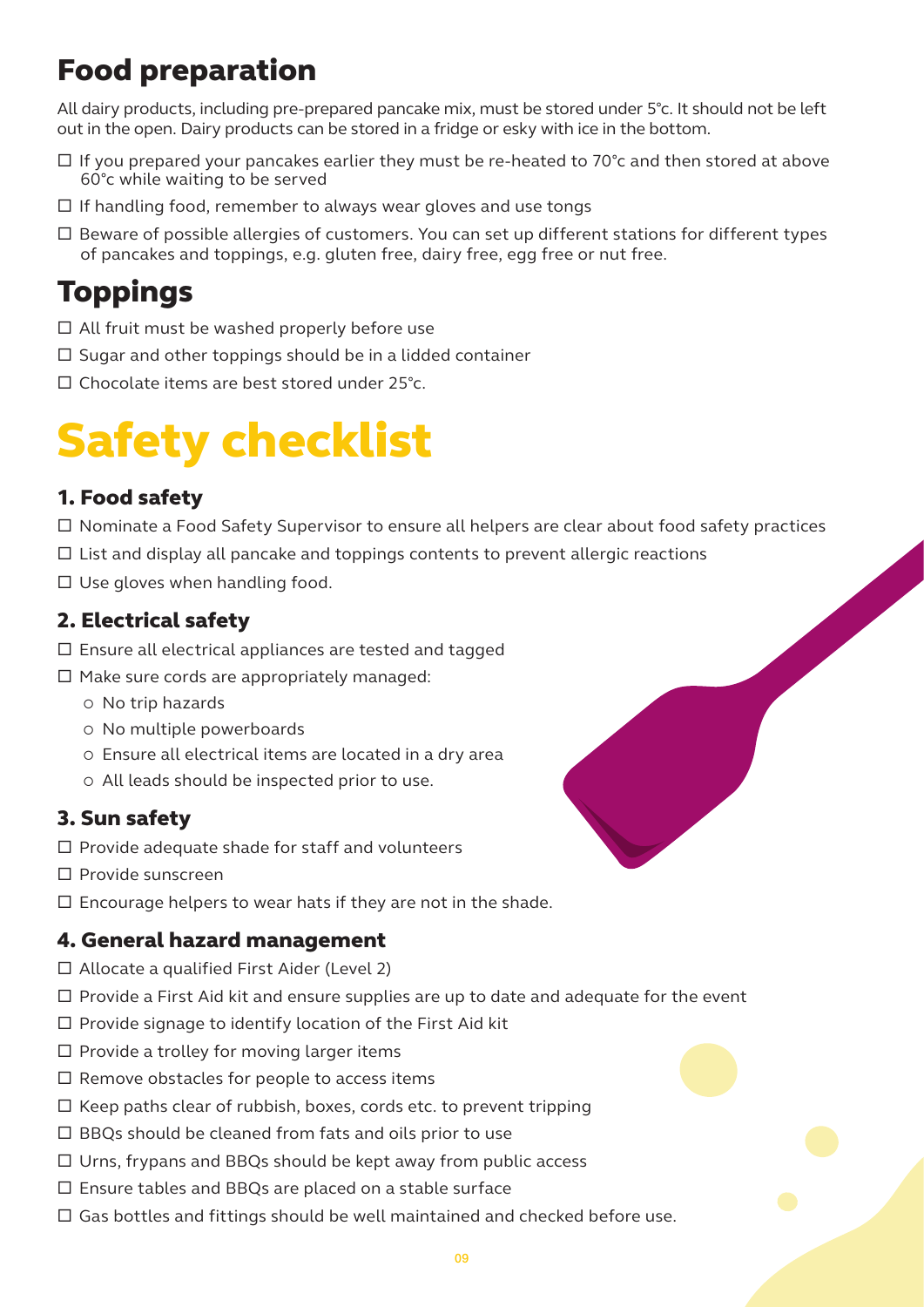## Food preparation

All dairy products, including pre-prepared pancake mix, must be stored under 5°c. It should not be left out in the open. Dairy products can be stored in a fridge or esky with ice in the bottom.

- ☐ If you prepared your pancakes earlier they must be re-heated to 70°c and then stored at above 60°c while waiting to be served
- ☐ If handling food, remember to always wear gloves and use tongs
- ☐ Beware of possible allergies of customers. You can set up different stations for different types of pancakes and toppings, e.g. gluten free, dairy free, egg free or nut free.

## Toppings

- ☐ All fruit must be washed properly before use
- ☐ Sugar and other toppings should be in a lidded container
- ☐ Chocolate items are best stored under 25°c.

# Safety checklist

### 1. Food safety

- ☐ Nominate a Food Safety Supervisor to ensure all helpers are clear about food safety practices
- ☐ List and display all pancake and toppings contents to prevent allergic reactions
- ☐ Use gloves when handling food.

### 2. Electrical safety

- ☐ Ensure all electrical appliances are tested and tagged
- ☐ Make sure cords are appropriately managed:
  - No trip hazards
  - No multiple powerboards
  - Ensure all electrical items are located in a dry area
  - All leads should be inspected prior to use.

### 3. Sun safety

- ☐ Provide adequate shade for staff and volunteers
- ☐ Provide sunscreen
- ☐ Encourage helpers to wear hats if they are not in the shade.

### 4. General hazard management

- ☐ Allocate a qualified First Aider (Level 2)
- ☐ Provide a First Aid kit and ensure supplies are up to date and adequate for the event
- ☐ Provide signage to identify location of the First Aid kit
- ☐ Provide a trolley for moving larger items
- ☐ Remove obstacles for people to access items
- ☐ Keep paths clear of rubbish, boxes, cords etc. to prevent tripping
- ☐ BBQs should be cleaned from fats and oils prior to use
- ☐ Urns, frypans and BBQs should be kept away from public access
- ☐ Ensure tables and BBQs are placed on a stable surface
- ☐ Gas bottles and fittings should be well maintained and checked before use.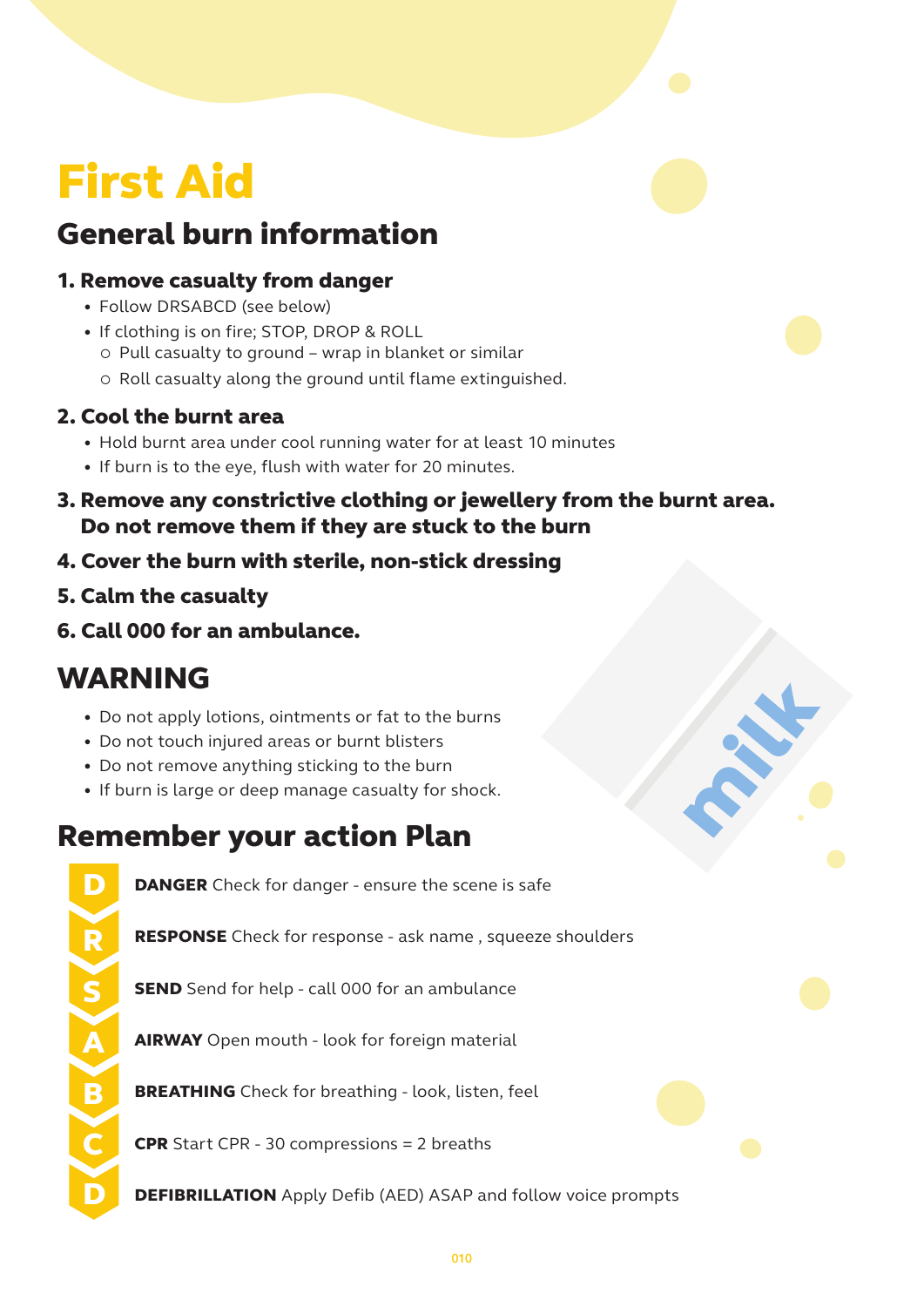# First Aid

## General burn information

### 1. Remove casualty from danger

- Follow DRSABCD (see below)
- If clothing is on fire; STOP, DROP & ROLL
  - Pull casualty to ground – wrap in blanket or similar
  - Roll casualty along the ground until flame extinguished.

### 2. Cool the burnt area

- Hold burnt area under cool running water for at least 10 minutes
- If burn is to the eye, flush with water for 20 minutes.

### 3. Remove any constrictive clothing or jewellery from the burnt area. Do not remove them if they are stuck to the burn

### 4. Cover the burn with sterile, non-stick dressing

### 5. Calm the casualty

### 6. Call 000 for an ambulance.

## WARNING

- Do not apply lotions, ointments or fat to the burns
- Do not touch injured areas or burnt blisters
- Do not remove anything sticking to the burn
- If burn is large or deep manage casualty for shock.

## Remember your action Plan

- **D** — **DANGER** Check for danger - ensure the scene is safe
- **R** — **RESPONSE** Check for response - ask name , squeeze shoulders
- **S** — **SEND** Send for help - call 000 for an ambulance
- **A** — **AIRWAY** Open mouth - look for foreign material
- **B** — **BREATHING** Check for breathing - look, listen, feel
- **C** — **CPR** Start CPR - 30 compressions = 2 breaths
- **D** — **DEFIBRILLATION** Apply Defib (AED) ASAP and follow voice prompts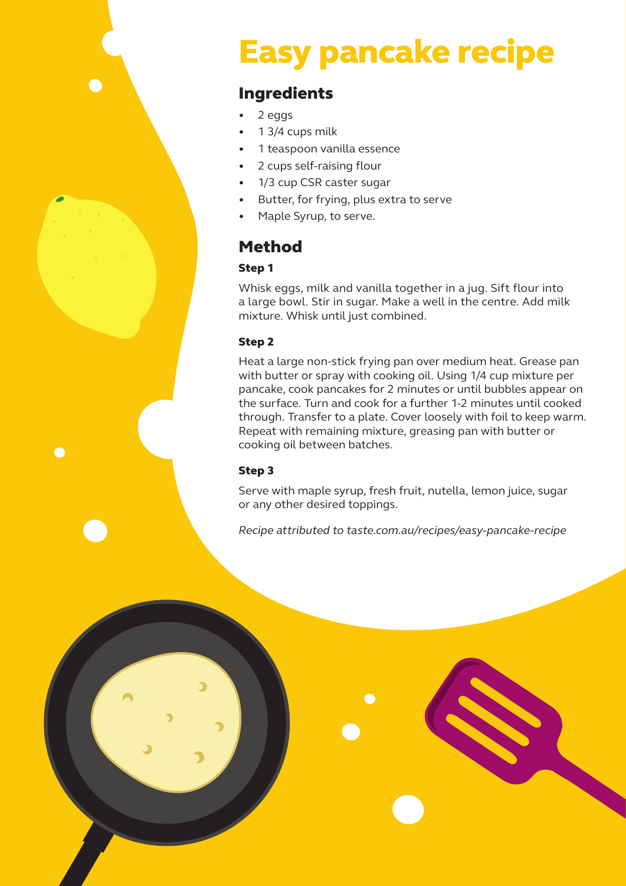# Easy pancake recipe

## Ingredients

- 2 eggs
- 1 3/4 cups milk
- 1 teaspoon vanilla essence
- 2 cups self-raising flour
- 1/3 cup CSR caster sugar
- Butter, for frying, plus extra to serve
- Maple Syrup, to serve.

## Method

### Step 1

Whisk eggs, milk and vanilla together in a jug. Sift flour into a large bowl. Stir in sugar. Make a well in the centre. Add milk mixture. Whisk until just combined.

### Step 2

Heat a large non-stick frying pan over medium heat. Grease pan with butter or spray with cooking oil. Using 1/4 cup mixture per pancake, cook pancakes for 2 minutes or until bubbles appear on the surface. Turn and cook for a further 1-2 minutes until cooked through. Transfer to a plate. Cover loosely with foil to keep warm. Repeat with remaining mixture, greasing pan with butter or cooking oil between batches.

### Step 3

Serve with maple syrup, fresh fruit, nutella, lemon juice, sugar or any other desired toppings.

*Recipe attributed to taste.com.au/recipes/easy-pancake-recipe*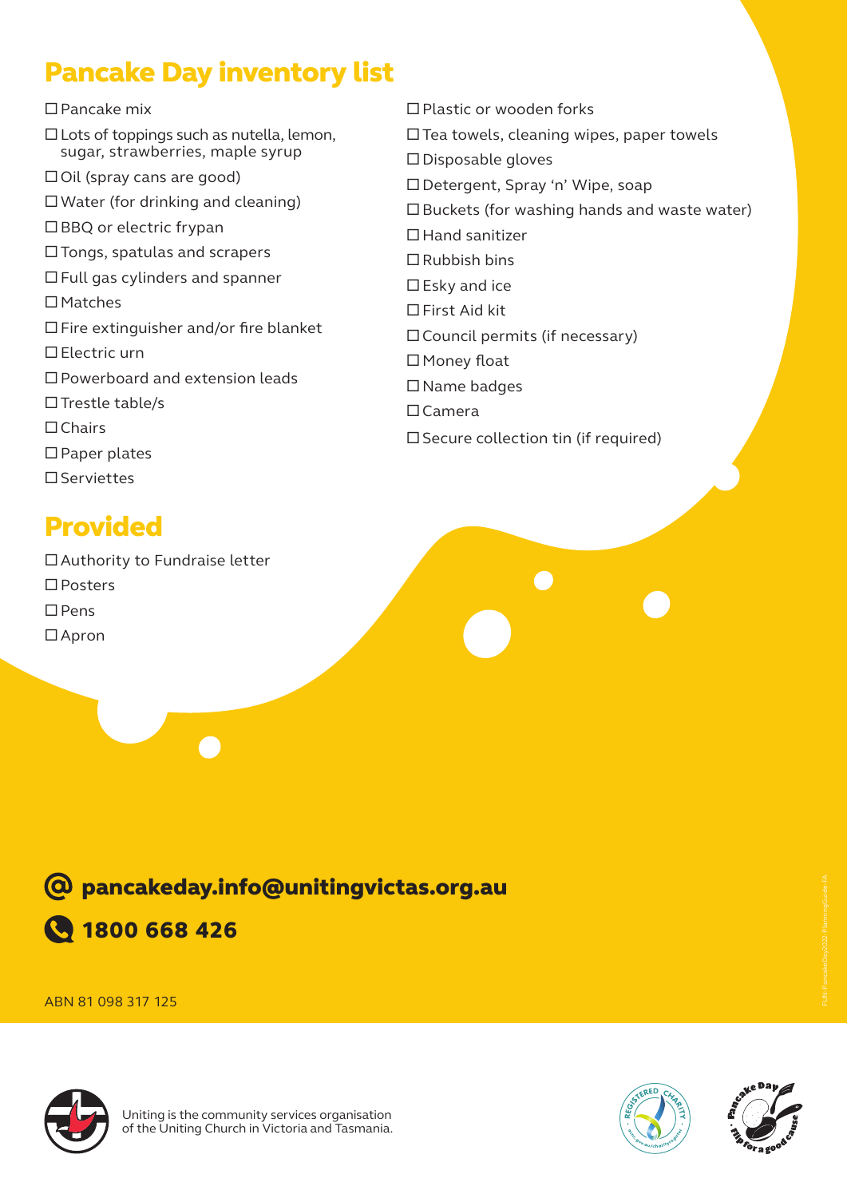## Pancake Day inventory list

- ☐ Pancake mix
- ☐ Lots of toppings such as nutella, lemon, sugar, strawberries, maple syrup
- ☐ Oil (spray cans are good)
- ☐ Water (for drinking and cleaning)
- ☐ BBQ or electric frypan
- ☐ Tongs, spatulas and scrapers
- ☐ Full gas cylinders and spanner
- ☐ Matches
- ☐ Fire extinguisher and/or fire blanket
- ☐ Electric urn
- ☐ Powerboard and extension leads
- ☐ Trestle table/s
- ☐ Chairs
- ☐ Paper plates
- ☐ Serviettes
- ☐ Plastic or wooden forks
- ☐ Tea towels, cleaning wipes, paper towels
- ☐ Disposable gloves
- ☐ Detergent, Spray 'n' Wipe, soap
- ☐ Buckets (for washing hands and waste water)
- ☐ Hand sanitizer
- ☐ Rubbish bins
- ☐ Esky and ice
- ☐ First Aid kit
- ☐ Council permits (if necessary)
- ☐ Money float
- ☐ Name badges
- ☐ Camera
- ☐ Secure collection tin (if required)

## Provided

- ☐ Authority to Fundraise letter
- ☐ Posters
- ☐ Pens
- ☐ Apron

**pancakeday.info@unitingvictas.org.au**

**1800 668 426**

ABN 81 098 317 125

Uniting is the community services organisation of the Uniting Church in Victoria and Tasmania.